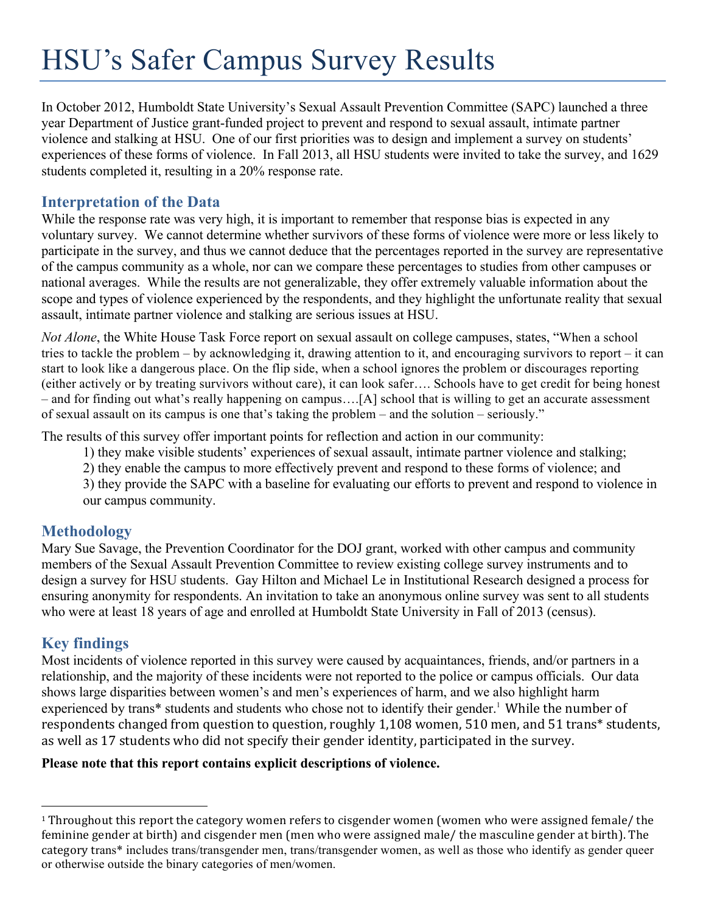# HSU's Safer Campus Survey Results

In October 2012, Humboldt State University's Sexual Assault Prevention Committee (SAPC) launched a three year Department of Justice grant-funded project to prevent and respond to sexual assault, intimate partner violence and stalking at HSU. One of our first priorities was to design and implement a survey on students' experiences of these forms of violence. In Fall 2013, all HSU students were invited to take the survey, and 1629 students completed it, resulting in a 20% response rate.

## Interpretation of the Data

While the response rate was very high, it is important to remember that response bias is expected in any voluntary survey. We cannot determine whether survivors of these forms of violence were more or less likely to participate in the survey, and thus we cannot deduce that the percentages reported in the survey are representative of the campus community as a whole, nor can we compare these percentages to studies from other campuses or national averages. While the results are not generalizable, they offer extremely valuable information about the scope and types of violence experienced by the respondents, and they highlight the unfortunate reality that sexual assault, intimate partner violence and stalking are serious issues at HSU.

*Not Alone*, the White House Task Force report on sexual assault on college campuses, states, "When a school tries to tackle the problem – by acknowledging it, drawing attention to it, and encouraging survivors to report – it can start to look like a dangerous place. On the flip side, when a school ignores the problem or discourages reporting (either actively or by treating survivors without care), it can look safer…. Schools have to get credit for being honest – and for finding out what's really happening on campus….[A] school that is willing to get an accurate assessment of sexual assault on its campus is one that's taking the problem – and the solution – seriously."

The results of this survey offer important points for reflection and action in our community:

1) they make visible students' experiences of sexual assault, intimate partner violence and stalking;
2) they enable the campus to more effectively prevent and respond to these forms of violence; and
3) they provide the SAPC with a baseline for evaluating our efforts to prevent and respond to violence in our campus community.

## Methodology

Mary Sue Savage, the Prevention Coordinator for the DOJ grant, worked with other campus and community members of the Sexual Assault Prevention Committee to review existing college survey instruments and to design a survey for HSU students. Gay Hilton and Michael Le in Institutional Research designed a process for ensuring anonymity for respondents. An invitation to take an anonymous online survey was sent to all students who were at least 18 years of age and enrolled at Humboldt State University in Fall of 2013 (census).

## Key findings

Most incidents of violence reported in this survey were caused by acquaintances, friends, and/or partners in a relationship, and the majority of these incidents were not reported to the police or campus officials. Our data shows large disparities between women's and men's experiences of harm, and we also highlight harm experienced by trans* students and students who chose not to identify their gender.[1] While the number of respondents changed from question to question, roughly 1,108 women, 510 men, and 51 trans* students, as well as 17 students who did not specify their gender identity, participated in the survey.

**Please note that this report contains explicit descriptions of violence.**

---

[1] Throughout this report the category women refers to cisgender women (women who were assigned female/ the feminine gender at birth) and cisgender men (men who were assigned male/ the masculine gender at birth). The category trans* includes trans/transgender men, trans/transgender women, as well as those who identify as gender queer or otherwise outside the binary categories of men/women.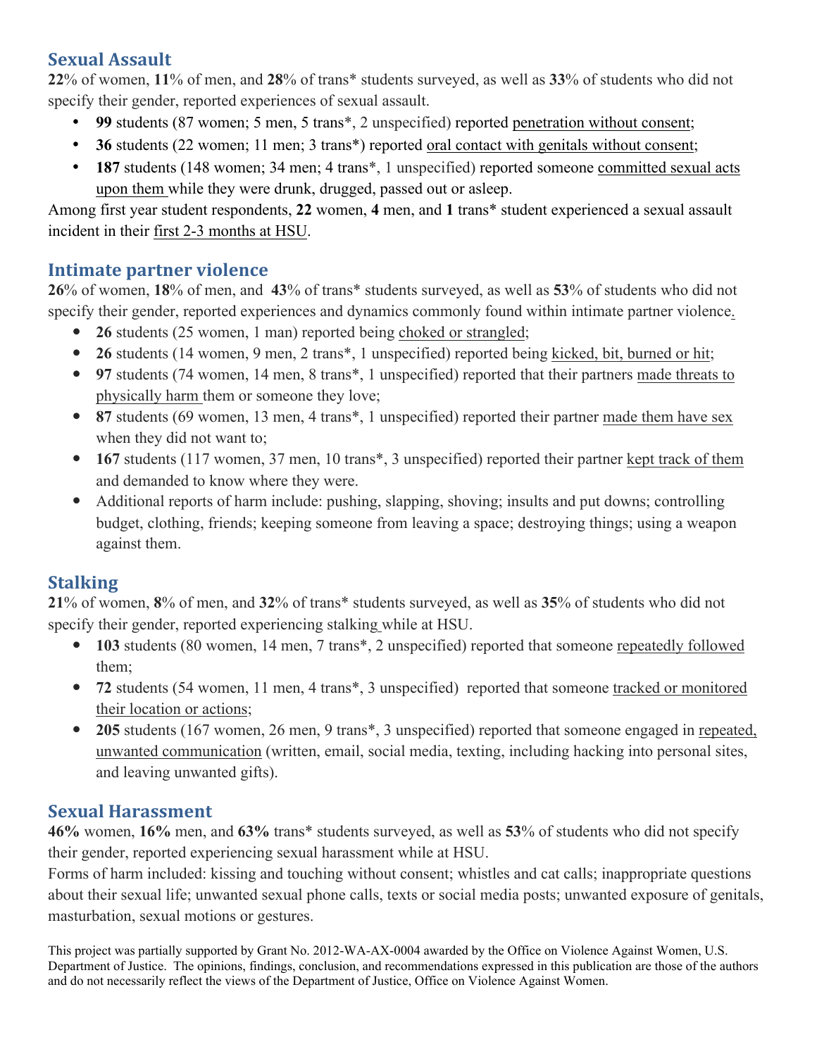## Sexual Assault

**22**% of women, **11**% of men, and **28**% of trans* students surveyed, as well as **33**% of students who did not specify their gender, reported experiences of sexual assault.

- **99** students (87 women; 5 men, 5 trans*, 2 unspecified) reported penetration without consent;
- **36** students (22 women; 11 men; 3 trans*) reported oral contact with genitals without consent;
- **187** students (148 women; 34 men; 4 trans*, 1 unspecified) reported someone committed sexual acts upon them while they were drunk, drugged, passed out or asleep.

Among first year student respondents, **22** women, **4** men, and **1** trans* student experienced a sexual assault incident in their first 2-3 months at HSU.

## Intimate partner violence

**26**% of women, **18**% of men, and **43**% of trans* students surveyed, as well as **53**% of students who did not specify their gender, reported experiences and dynamics commonly found within intimate partner violence.

- **26** students (25 women, 1 man) reported being choked or strangled;
- **26** students (14 women, 9 men, 2 trans*, 1 unspecified) reported being kicked, bit, burned or hit;
- **97** students (74 women, 14 men, 8 trans*, 1 unspecified) reported that their partners made threats to physically harm them or someone they love;
- **87** students (69 women, 13 men, 4 trans*, 1 unspecified) reported their partner made them have sex when they did not want to;
- **167** students (117 women, 37 men, 10 trans*, 3 unspecified) reported their partner kept track of them and demanded to know where they were.
- Additional reports of harm include: pushing, slapping, shoving; insults and put downs; controlling budget, clothing, friends; keeping someone from leaving a space; destroying things; using a weapon against them.

## Stalking

**21**% of women, **8**% of men, and **32**% of trans* students surveyed, as well as **35**% of students who did not specify their gender, reported experiencing stalking while at HSU.

- **103** students (80 women, 14 men, 7 trans*, 2 unspecified) reported that someone repeatedly followed them;
- **72** students (54 women, 11 men, 4 trans*, 3 unspecified) reported that someone tracked or monitored their location or actions;
- **205** students (167 women, 26 men, 9 trans*, 3 unspecified) reported that someone engaged in repeated, unwanted communication (written, email, social media, texting, including hacking into personal sites, and leaving unwanted gifts).

## Sexual Harassment

**46%** women, **16%** men, and **63%** trans* students surveyed, as well as **53**% of students who did not specify their gender, reported experiencing sexual harassment while at HSU.

Forms of harm included: kissing and touching without consent; whistles and cat calls; inappropriate questions about their sexual life; unwanted sexual phone calls, texts or social media posts; unwanted exposure of genitals, masturbation, sexual motions or gestures.

This project was partially supported by Grant No. 2012-WA-AX-0004 awarded by the Office on Violence Against Women, U.S. Department of Justice. The opinions, findings, conclusion, and recommendations expressed in this publication are those of the authors and do not necessarily reflect the views of the Department of Justice, Office on Violence Against Women.